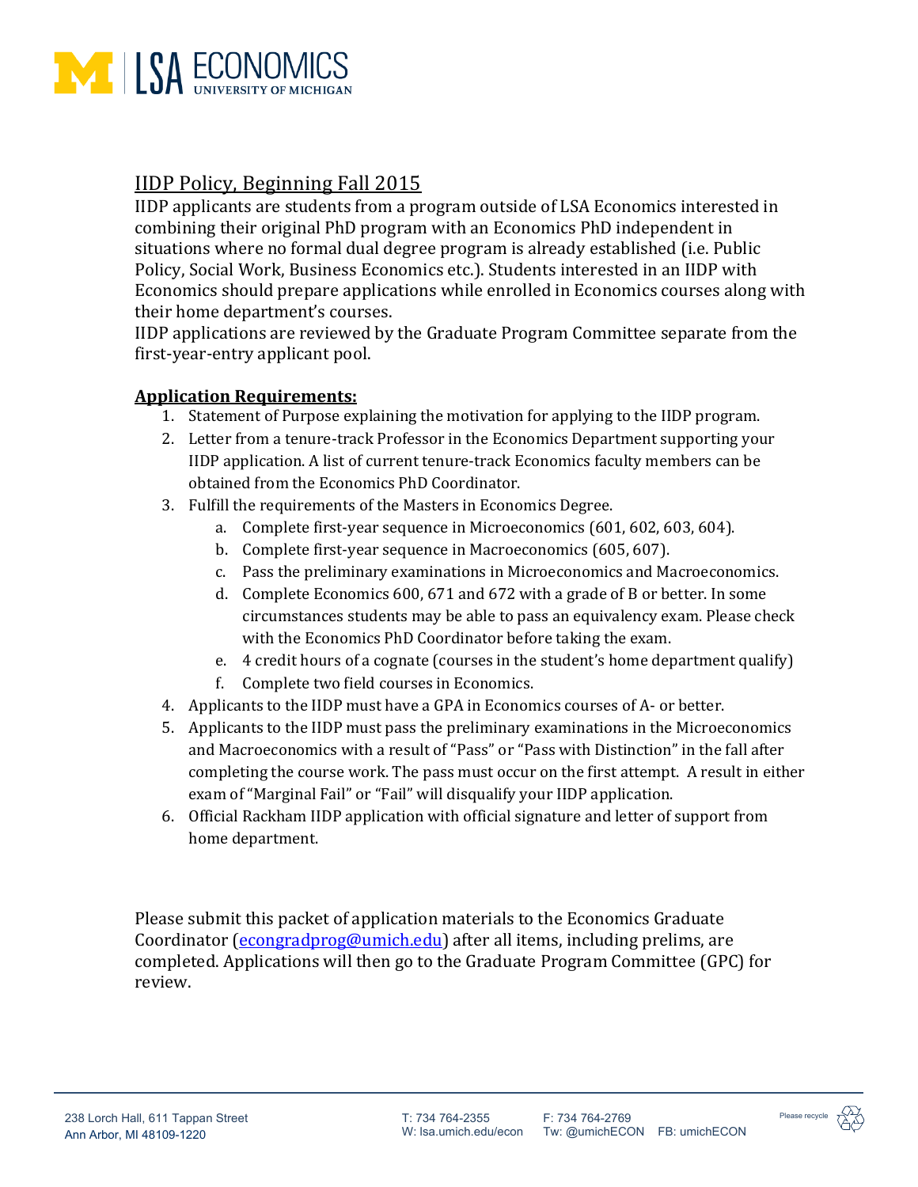LSA ECONOMICS
UNIVERSITY OF MICHIGAN

## IIDP Policy, Beginning Fall 2015

IIDP applicants are students from a program outside of LSA Economics interested in combining their original PhD program with an Economics PhD independent in situations where no formal dual degree program is already established (i.e. Public Policy, Social Work, Business Economics etc.). Students interested in an IIDP with Economics should prepare applications while enrolled in Economics courses along with their home department's courses.

IIDP applications are reviewed by the Graduate Program Committee separate from the first-year-entry applicant pool.

### Application Requirements:

1. Statement of Purpose explaining the motivation for applying to the IIDP program.
2. Letter from a tenure-track Professor in the Economics Department supporting your IIDP application. A list of current tenure-track Economics faculty members can be obtained from the Economics PhD Coordinator.
3. Fulfill the requirements of the Masters in Economics Degree.
   a. Complete first-year sequence in Microeconomics (601, 602, 603, 604).
   b. Complete first-year sequence in Macroeconomics (605, 607).
   c. Pass the preliminary examinations in Microeconomics and Macroeconomics.
   d. Complete Economics 600, 671 and 672 with a grade of B or better. In some circumstances students may be able to pass an equivalency exam. Please check with the Economics PhD Coordinator before taking the exam.
   e. 4 credit hours of a cognate (courses in the student's home department qualify)
   f. Complete two field courses in Economics.
4. Applicants to the IIDP must have a GPA in Economics courses of A- or better.
5. Applicants to the IIDP must pass the preliminary examinations in the Microeconomics and Macroeconomics with a result of "Pass" or "Pass with Distinction" in the fall after completing the course work. The pass must occur on the first attempt. A result in either exam of "Marginal Fail" or "Fail" will disqualify your IIDP application.
6. Official Rackham IIDP application with official signature and letter of support from home department.

Please submit this packet of application materials to the Economics Graduate Coordinator (econgradprog@umich.edu) after all items, including prelims, are completed. Applications will then go to the Graduate Program Committee (GPC) for review.

238 Lorch Hall, 611 Tappan Street
Ann Arbor, MI 48109-1220

T: 734 764-2355
W: lsa.umich.edu/econ

F: 734 764-2769
Tw: @umichECON FB: umichECON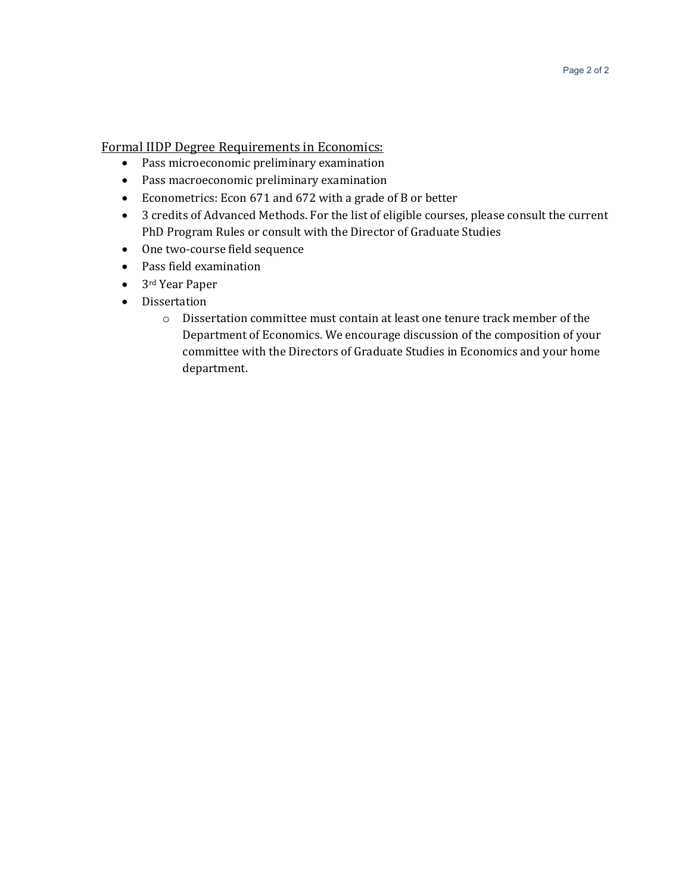<u>Formal IIDP Degree Requirements in Economics:</u>

- Pass microeconomic preliminary examination
- Pass macroeconomic preliminary examination
- Econometrics: Econ 671 and 672 with a grade of B or better
- 3 credits of Advanced Methods. For the list of eligible courses, please consult the current PhD Program Rules or consult with the Director of Graduate Studies
- One two-course field sequence
- Pass field examination
- 3rd Year Paper
- Dissertation
  - Dissertation committee must contain at least one tenure track member of the Department of Economics. We encourage discussion of the composition of your committee with the Directors of Graduate Studies in Economics and your home department.